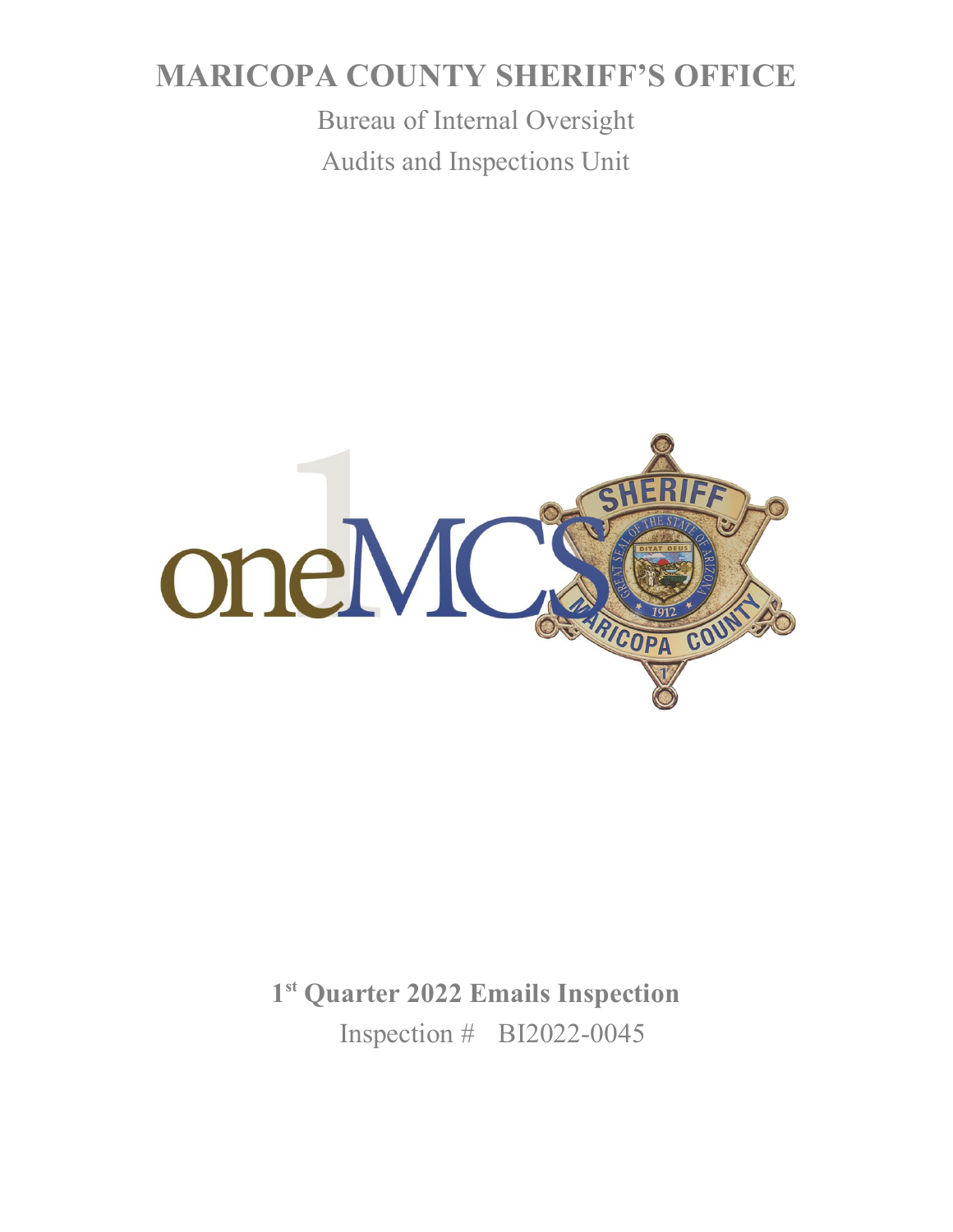# MARICOPA COUNTY SHERIFF'S OFFICE

Bureau of Internal Oversight

Audits and Inspections Unit

**1st Quarter 2022 Emails Inspection**

Inspection # BI2022-0045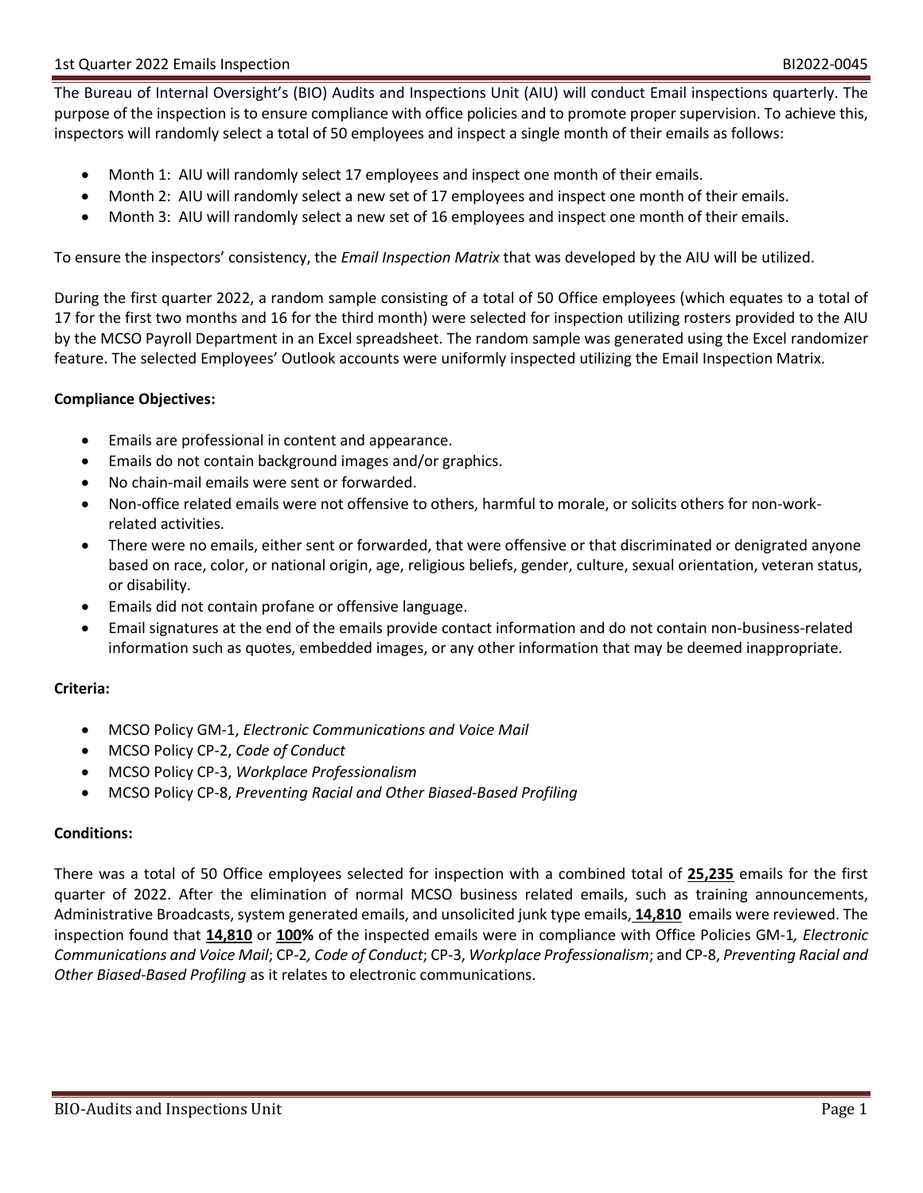The Bureau of Internal Oversight's (BIO) Audits and Inspections Unit (AIU) will conduct Email inspections quarterly. The purpose of the inspection is to ensure compliance with office policies and to promote proper supervision. To achieve this, inspectors will randomly select a total of 50 employees and inspect a single month of their emails as follows:

- Month 1: AIU will randomly select 17 employees and inspect one month of their emails.
- Month 2: AIU will randomly select a new set of 17 employees and inspect one month of their emails.
- Month 3: AIU will randomly select a new set of 16 employees and inspect one month of their emails.

To ensure the inspectors' consistency, the *Email Inspection Matrix* that was developed by the AIU will be utilized.

During the first quarter 2022, a random sample consisting of a total of 50 Office employees (which equates to a total of 17 for the first two months and 16 for the third month) were selected for inspection utilizing rosters provided to the AIU by the MCSO Payroll Department in an Excel spreadsheet. The random sample was generated using the Excel randomizer feature. The selected Employees' Outlook accounts were uniformly inspected utilizing the Email Inspection Matrix.

**Compliance Objectives:**

- Emails are professional in content and appearance.
- Emails do not contain background images and/or graphics.
- No chain-mail emails were sent or forwarded.
- Non-office related emails were not offensive to others, harmful to morale, or solicits others for non-work-related activities.
- There were no emails, either sent or forwarded, that were offensive or that discriminated or denigrated anyone based on race, color, or national origin, age, religious beliefs, gender, culture, sexual orientation, veteran status, or disability.
- Emails did not contain profane or offensive language.
- Email signatures at the end of the emails provide contact information and do not contain non-business-related information such as quotes, embedded images, or any other information that may be deemed inappropriate.

**Criteria:**

- MCSO Policy GM-1, *Electronic Communications and Voice Mail*
- MCSO Policy CP-2, *Code of Conduct*
- MCSO Policy CP-3, *Workplace Professionalism*
- MCSO Policy CP-8, *Preventing Racial and Other Biased-Based Profiling*

**Conditions:**

There was a total of 50 Office employees selected for inspection with a combined total of **25,235** emails for the first quarter of 2022. After the elimination of normal MCSO business related emails, such as training announcements, Administrative Broadcasts, system generated emails, and unsolicited junk type emails, **14,810** emails were reviewed. The inspection found that **14,810** or **100%** of the inspected emails were in compliance with Office Policies GM-1*, Electronic Communications and Voice Mail*; CP-2*, Code of Conduct*; CP-3, *Workplace Professionalism*; and CP-8, *Preventing Racial and Other Biased-Based Profiling* as it relates to electronic communications.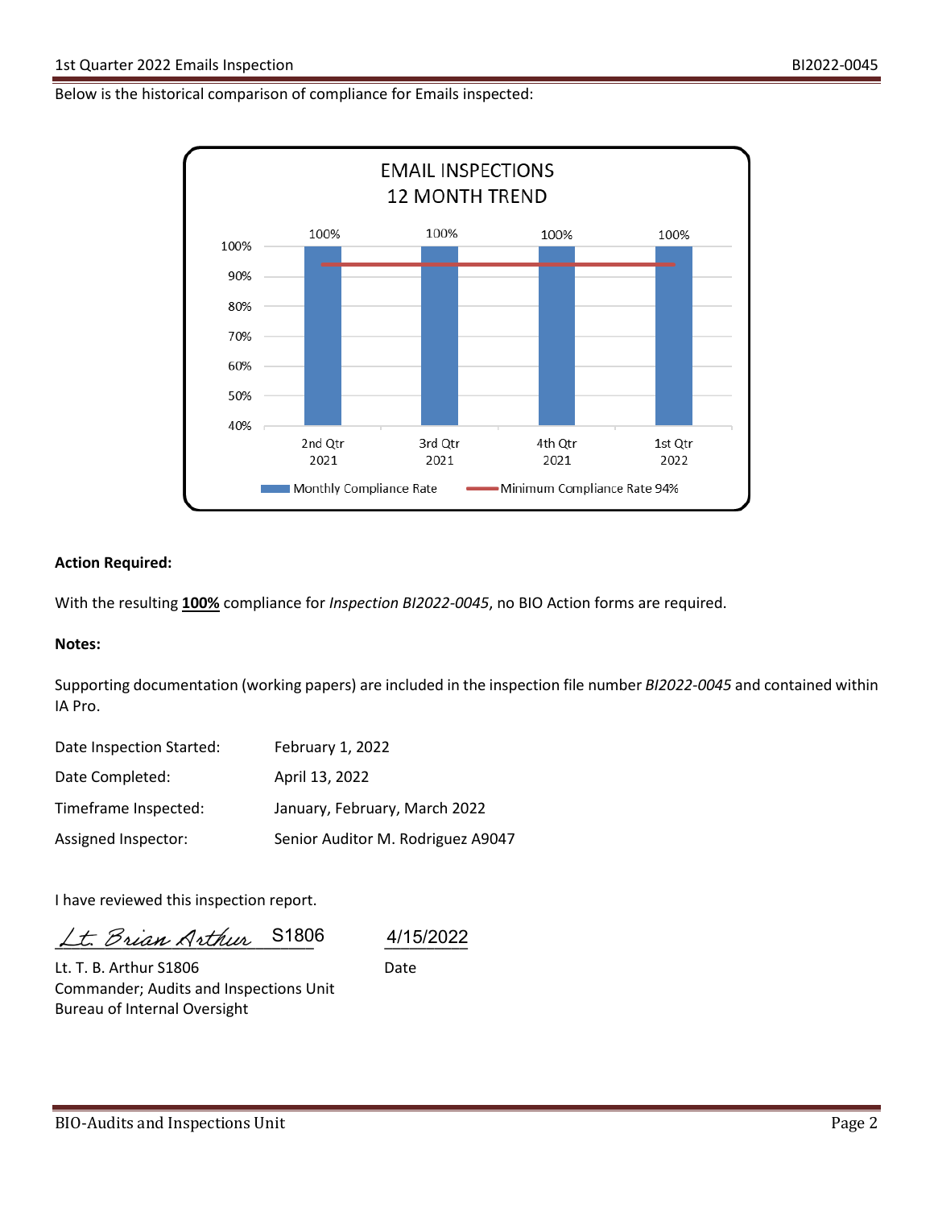Below is the historical comparison of compliance for Emails inspected:

EMAIL INSPECTIONS
12 MONTH TREND

100%
90%
80%
70%
60%
50%
40%

100% 100% 100% 100%

2nd Qtr 2021
3rd Qtr 2021
4th Qtr 2021
1st Qtr 2022

Monthly Compliance Rate
Minimum Compliance Rate 94%

**Action Required:**

With the resulting **100%** compliance for *Inspection BI2022-0045*, no BIO Action forms are required.

**Notes:**

Supporting documentation (working papers) are included in the inspection file number *BI2022-0045* and contained within IA Pro.

| | |
|---|---|
| Date Inspection Started: | February 1, 2022 |
| Date Completed: | April 13, 2022 |
| Timeframe Inspected: | January, February, March 2022 |
| Assigned Inspector: | Senior Auditor M. Rodriguez A9047 |

I have reviewed this inspection report.

*Lt. Brian Arthur* S1806 4/15/2022

Lt. T. B. Arthur S1806 Date
Commander; Audits and Inspections Unit
Bureau of Internal Oversight